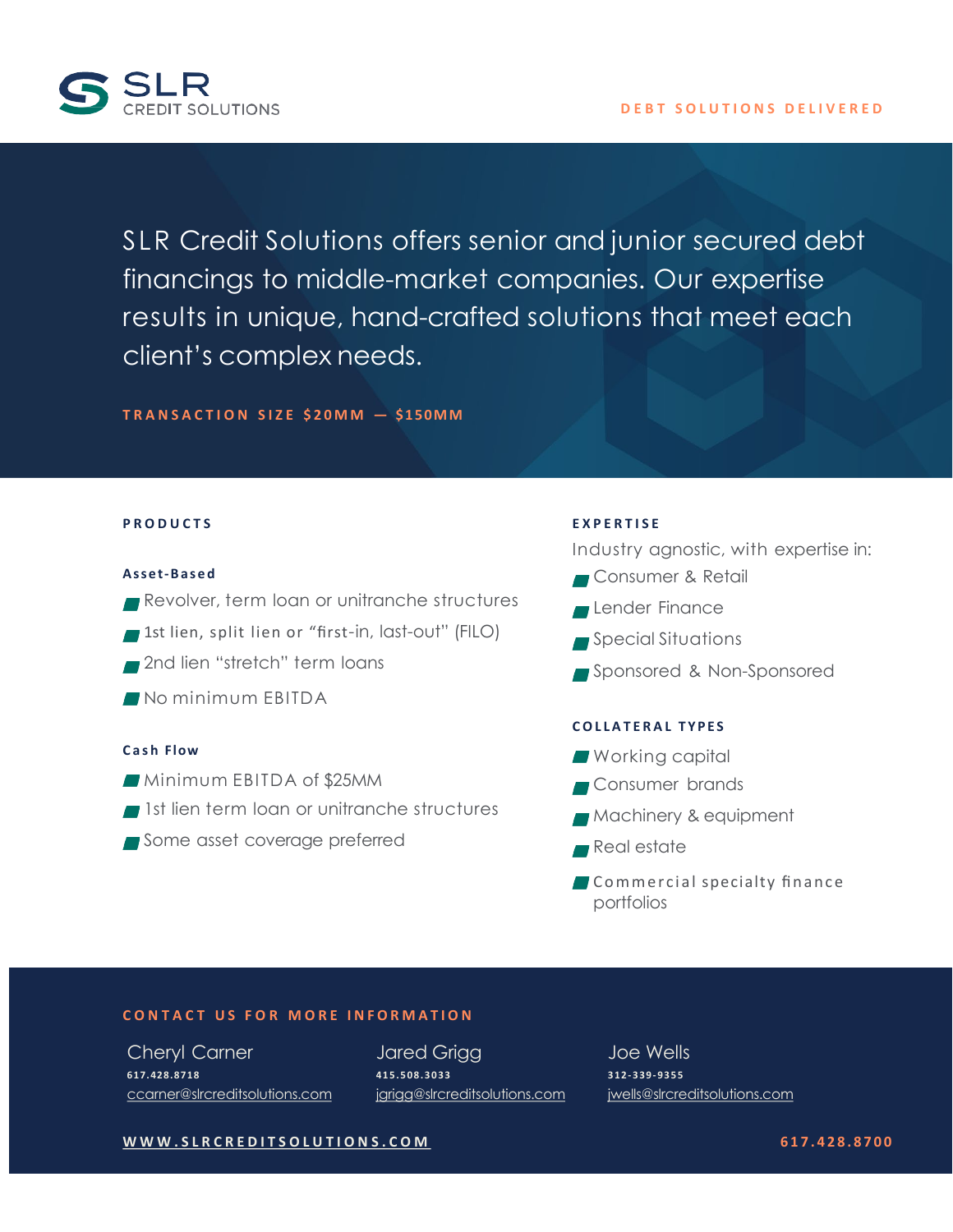SLR CREDIT SOLUTIONS

DEBT SOLUTIONS DELIVERED

SLR Credit Solutions offers senior and junior secured debt financings to middle-market companies. Our expertise results in unique, hand-crafted solutions that meet each client's complex needs.

**TRANSACTION SIZE $20MM — $150MM**

## PRODUCTS

### Asset-Based

- Revolver, term loan or unitranche structures
- 1st lien, split lien or "first-in, last-out" (FILO)
- 2nd lien "stretch" term loans
- No minimum EBITDA

### Cash Flow

- Minimum EBITDA of $25MM
- 1st lien term loan or unitranche structures
- Some asset coverage preferred

## EXPERTISE

Industry agnostic, with expertise in:

- Consumer & Retail
- Lender Finance
- Special Situations
- Sponsored & Non-Sponsored

## COLLATERAL TYPES

- Working capital
- Consumer brands
- Machinery & equipment
- Real estate
- Commercial specialty finance portfolios

## CONTACT US FOR MORE INFORMATION

**Cheryl Carner**
617.428.8718
ccarner@slrcreditsolutions.com

**Jared Grigg**
415.508.3033
jgrigg@slrcreditsolutions.com

**Joe Wells**
312-339-9355
jwells@slrcreditsolutions.com

WWW.SLRCREDITSOLUTIONS.COM

617.428.8700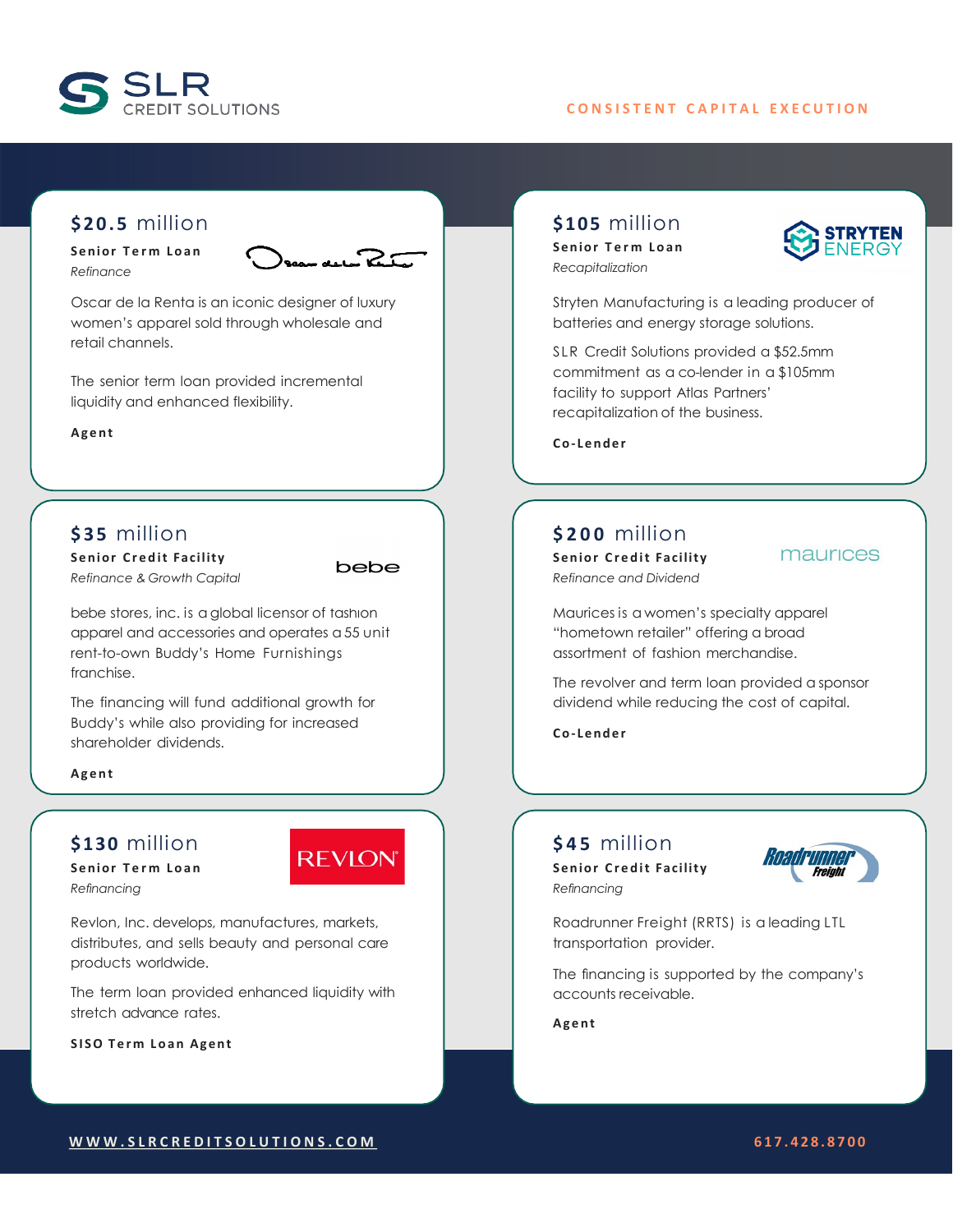# SLR CREDIT SOLUTIONS

CONSISTENT CAPITAL EXECUTION

## $20.5 million

**Senior Term Loan**

*Refinance*

Oscar de la Renta is an iconic designer of luxury women's apparel sold through wholesale and retail channels.

The senior term loan provided incremental liquidity and enhanced flexibility.

**Agent**

## $105 million

**Senior Term Loan**

*Recapitalization*

STRYTEN ENERGY

Stryten Manufacturing is a leading producer of batteries and energy storage solutions.

SLR Credit Solutions provided a $52.5mm commitment as a co-lender in a $105mm facility to support Atlas Partners' recapitalization of the business.

**Co-Lender**

## $35 million

**Senior Credit Facility**

*Refinance & Growth Capital*

bebe

bebe stores, inc. is a global licensor of fashion apparel and accessories and operates a 55 unit rent-to-own Buddy's Home Furnishings franchise.

The financing will fund additional growth for Buddy's while also providing for increased shareholder dividends.

**Agent**

## $200 million

**Senior Credit Facility**

*Refinance and Dividend*

maurices

Maurices is a women's specialty apparel "hometown retailer" offering a broad assortment of fashion merchandise.

The revolver and term loan provided a sponsor dividend while reducing the cost of capital.

**Co-Lender**

## $130 million

**Senior Term Loan**

*Refinancing*

REVLON

Revlon, Inc. develops, manufactures, markets, distributes, and sells beauty and personal care products worldwide.

The term loan provided enhanced liquidity with stretch advance rates.

**SISO Term Loan Agent**

## $45 million

**Senior Credit Facility**

*Refinancing*

Roadrunner Freight

Roadrunner Freight (RRTS) is a leading LTL transportation provider.

The financing is supported by the company's accounts receivable.

**Agent**

WWW.SLRCREDITSOLUTIONS.COM

617.428.8700